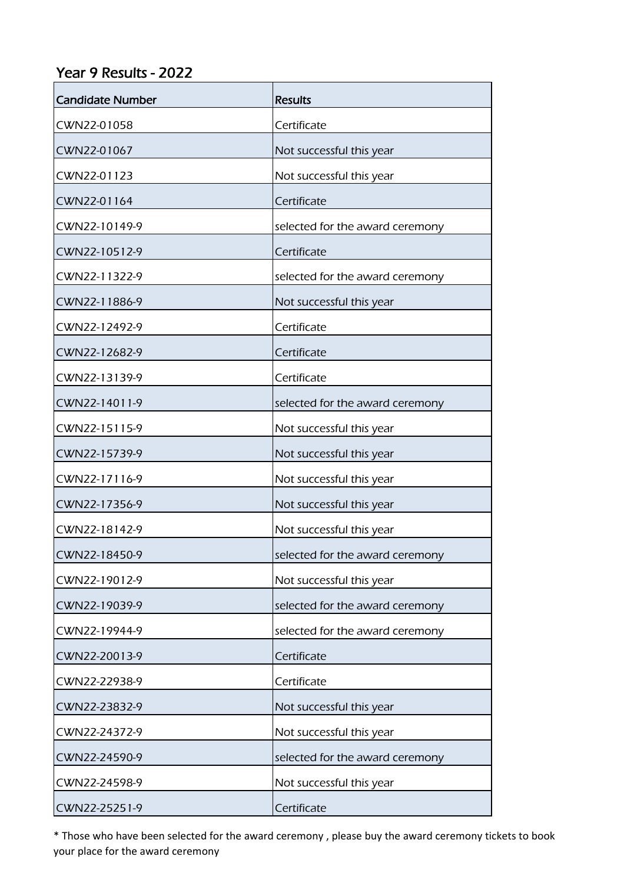## Year 9 Results - 2022

| Candidate Number | Results |
|---|---|
| CWN22-01058 | Certificate |
| CWN22-01067 | Not successful this year |
| CWN22-01123 | Not successful this year |
| CWN22-01164 | Certificate |
| CWN22-10149-9 | selected for the award ceremony |
| CWN22-10512-9 | Certificate |
| CWN22-11322-9 | selected for the award ceremony |
| CWN22-11886-9 | Not successful this year |
| CWN22-12492-9 | Certificate |
| CWN22-12682-9 | Certificate |
| CWN22-13139-9 | Certificate |
| CWN22-14011-9 | selected for the award ceremony |
| CWN22-15115-9 | Not successful this year |
| CWN22-15739-9 | Not successful this year |
| CWN22-17116-9 | Not successful this year |
| CWN22-17356-9 | Not successful this year |
| CWN22-18142-9 | Not successful this year |
| CWN22-18450-9 | selected for the award ceremony |
| CWN22-19012-9 | Not successful this year |
| CWN22-19039-9 | selected for the award ceremony |
| CWN22-19944-9 | selected for the award ceremony |
| CWN22-20013-9 | Certificate |
| CWN22-22938-9 | Certificate |
| CWN22-23832-9 | Not successful this year |
| CWN22-24372-9 | Not successful this year |
| CWN22-24590-9 | selected for the award ceremony |
| CWN22-24598-9 | Not successful this year |
| CWN22-25251-9 | Certificate |

* Those who have been selected for the award ceremony , please buy the award ceremony tickets to book your place for the award ceremony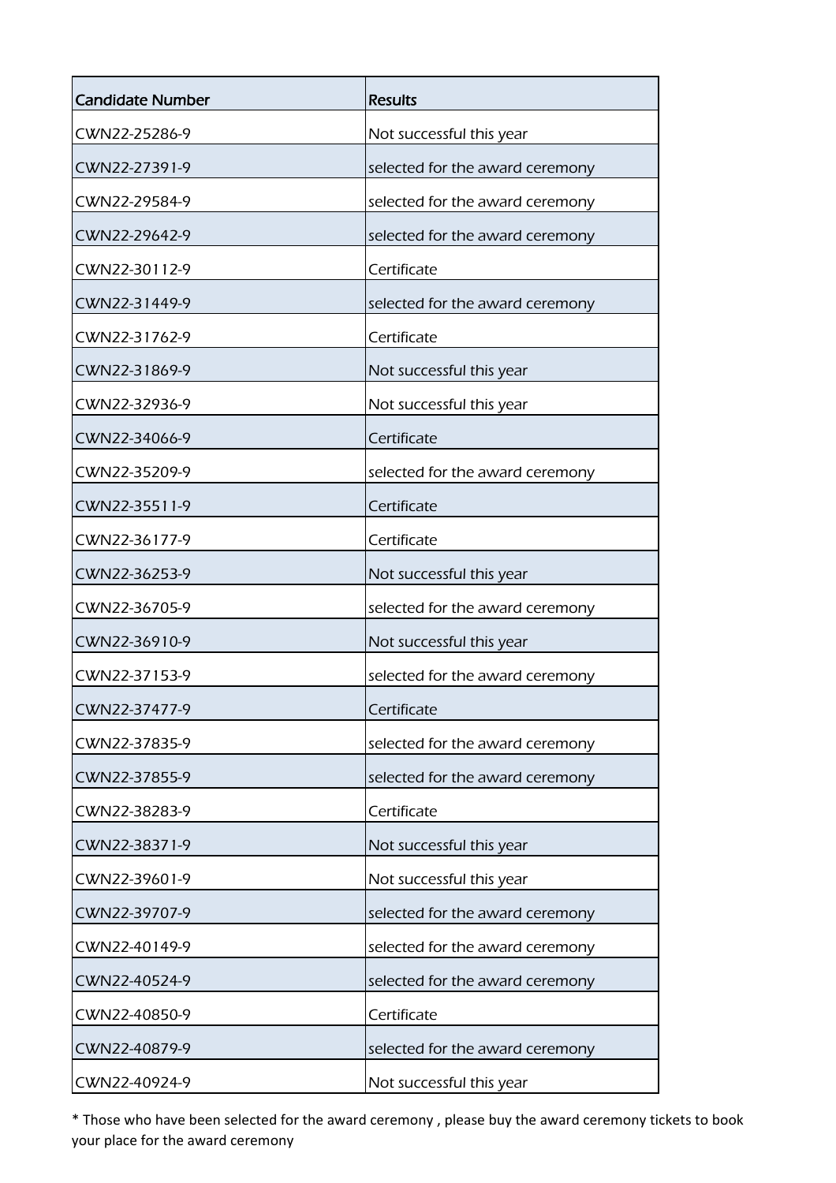| Candidate Number | Results |
|---|---|
| CWN22-25286-9 | Not successful this year |
| CWN22-27391-9 | selected for the award ceremony |
| CWN22-29584-9 | selected for the award ceremony |
| CWN22-29642-9 | selected for the award ceremony |
| CWN22-30112-9 | Certificate |
| CWN22-31449-9 | selected for the award ceremony |
| CWN22-31762-9 | Certificate |
| CWN22-31869-9 | Not successful this year |
| CWN22-32936-9 | Not successful this year |
| CWN22-34066-9 | Certificate |
| CWN22-35209-9 | selected for the award ceremony |
| CWN22-35511-9 | Certificate |
| CWN22-36177-9 | Certificate |
| CWN22-36253-9 | Not successful this year |
| CWN22-36705-9 | selected for the award ceremony |
| CWN22-36910-9 | Not successful this year |
| CWN22-37153-9 | selected for the award ceremony |
| CWN22-37477-9 | Certificate |
| CWN22-37835-9 | selected for the award ceremony |
| CWN22-37855-9 | selected for the award ceremony |
| CWN22-38283-9 | Certificate |
| CWN22-38371-9 | Not successful this year |
| CWN22-39601-9 | Not successful this year |
| CWN22-39707-9 | selected for the award ceremony |
| CWN22-40149-9 | selected for the award ceremony |
| CWN22-40524-9 | selected for the award ceremony |
| CWN22-40850-9 | Certificate |
| CWN22-40879-9 | selected for the award ceremony |
| CWN22-40924-9 | Not successful this year |

* Those who have been selected for the award ceremony , please buy the award ceremony tickets to book your place for the award ceremony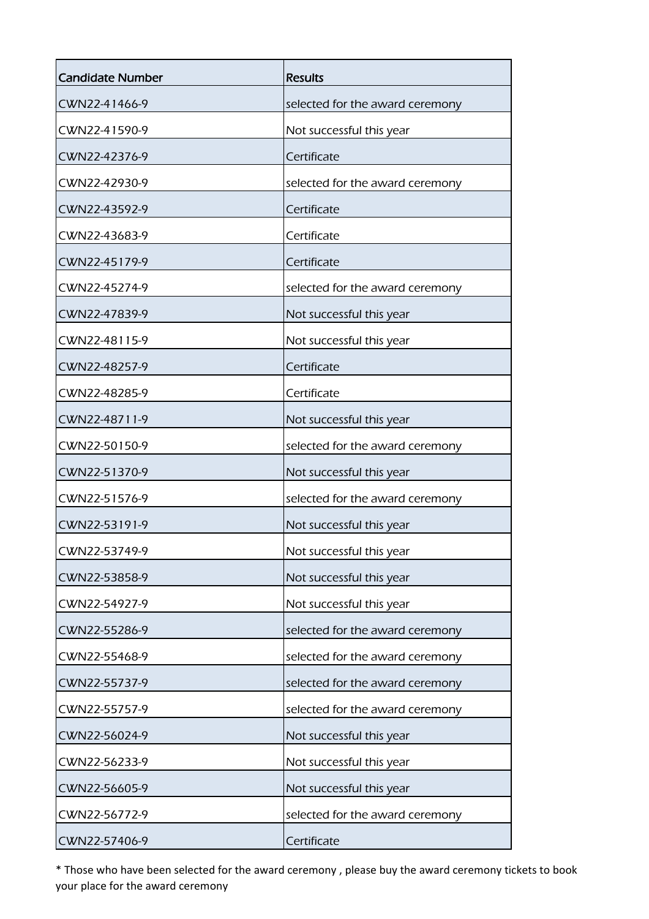| Candidate Number | Results |
|---|---|
| CWN22-41466-9 | selected for the award ceremony |
| CWN22-41590-9 | Not successful this year |
| CWN22-42376-9 | Certificate |
| CWN22-42930-9 | selected for the award ceremony |
| CWN22-43592-9 | Certificate |
| CWN22-43683-9 | Certificate |
| CWN22-45179-9 | Certificate |
| CWN22-45274-9 | selected for the award ceremony |
| CWN22-47839-9 | Not successful this year |
| CWN22-48115-9 | Not successful this year |
| CWN22-48257-9 | Certificate |
| CWN22-48285-9 | Certificate |
| CWN22-48711-9 | Not successful this year |
| CWN22-50150-9 | selected for the award ceremony |
| CWN22-51370-9 | Not successful this year |
| CWN22-51576-9 | selected for the award ceremony |
| CWN22-53191-9 | Not successful this year |
| CWN22-53749-9 | Not successful this year |
| CWN22-53858-9 | Not successful this year |
| CWN22-54927-9 | Not successful this year |
| CWN22-55286-9 | selected for the award ceremony |
| CWN22-55468-9 | selected for the award ceremony |
| CWN22-55737-9 | selected for the award ceremony |
| CWN22-55757-9 | selected for the award ceremony |
| CWN22-56024-9 | Not successful this year |
| CWN22-56233-9 | Not successful this year |
| CWN22-56605-9 | Not successful this year |
| CWN22-56772-9 | selected for the award ceremony |
| CWN22-57406-9 | Certificate |

* Those who have been selected for the award ceremony , please buy the award ceremony tickets to book your place for the award ceremony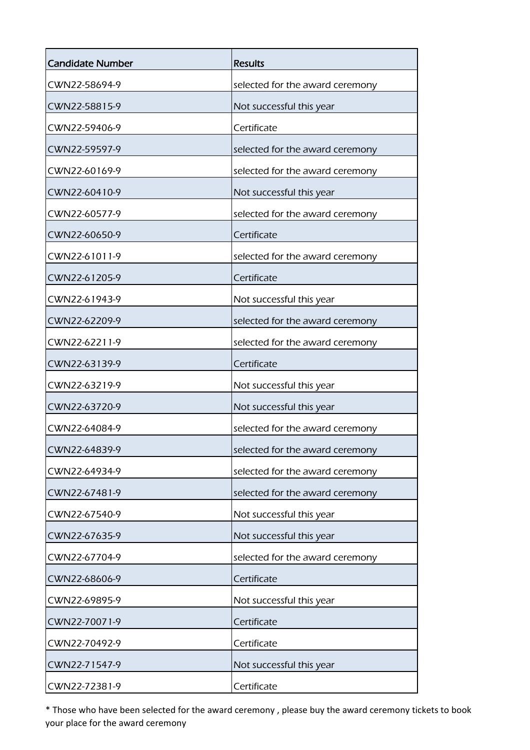| Candidate Number | Results |
| --- | --- |
| CWN22-58694-9 | selected for the award ceremony |
| CWN22-58815-9 | Not successful this year |
| CWN22-59406-9 | Certificate |
| CWN22-59597-9 | selected for the award ceremony |
| CWN22-60169-9 | selected for the award ceremony |
| CWN22-60410-9 | Not successful this year |
| CWN22-60577-9 | selected for the award ceremony |
| CWN22-60650-9 | Certificate |
| CWN22-61011-9 | selected for the award ceremony |
| CWN22-61205-9 | Certificate |
| CWN22-61943-9 | Not successful this year |
| CWN22-62209-9 | selected for the award ceremony |
| CWN22-62211-9 | selected for the award ceremony |
| CWN22-63139-9 | Certificate |
| CWN22-63219-9 | Not successful this year |
| CWN22-63720-9 | Not successful this year |
| CWN22-64084-9 | selected for the award ceremony |
| CWN22-64839-9 | selected for the award ceremony |
| CWN22-64934-9 | selected for the award ceremony |
| CWN22-67481-9 | selected for the award ceremony |
| CWN22-67540-9 | Not successful this year |
| CWN22-67635-9 | Not successful this year |
| CWN22-67704-9 | selected for the award ceremony |
| CWN22-68606-9 | Certificate |
| CWN22-69895-9 | Not successful this year |
| CWN22-70071-9 | Certificate |
| CWN22-70492-9 | Certificate |
| CWN22-71547-9 | Not successful this year |
| CWN22-72381-9 | Certificate |

* Those who have been selected for the award ceremony , please buy the award ceremony tickets to book your place for the award ceremony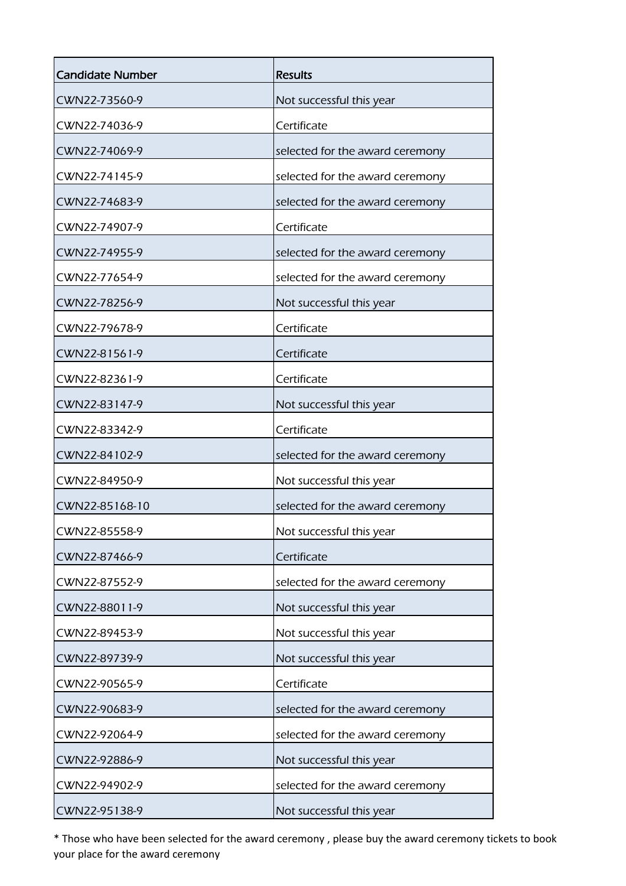| Candidate Number | Results |
| --- | --- |
| CWN22-73560-9 | Not successful this year |
| CWN22-74036-9 | Certificate |
| CWN22-74069-9 | selected for the award ceremony |
| CWN22-74145-9 | selected for the award ceremony |
| CWN22-74683-9 | selected for the award ceremony |
| CWN22-74907-9 | Certificate |
| CWN22-74955-9 | selected for the award ceremony |
| CWN22-77654-9 | selected for the award ceremony |
| CWN22-78256-9 | Not successful this year |
| CWN22-79678-9 | Certificate |
| CWN22-81561-9 | Certificate |
| CWN22-82361-9 | Certificate |
| CWN22-83147-9 | Not successful this year |
| CWN22-83342-9 | Certificate |
| CWN22-84102-9 | selected for the award ceremony |
| CWN22-84950-9 | Not successful this year |
| CWN22-85168-10 | selected for the award ceremony |
| CWN22-85558-9 | Not successful this year |
| CWN22-87466-9 | Certificate |
| CWN22-87552-9 | selected for the award ceremony |
| CWN22-88011-9 | Not successful this year |
| CWN22-89453-9 | Not successful this year |
| CWN22-89739-9 | Not successful this year |
| CWN22-90565-9 | Certificate |
| CWN22-90683-9 | selected for the award ceremony |
| CWN22-92064-9 | selected for the award ceremony |
| CWN22-92886-9 | Not successful this year |
| CWN22-94902-9 | selected for the award ceremony |
| CWN22-95138-9 | Not successful this year |

* Those who have been selected for the award ceremony , please buy the award ceremony tickets to book your place for the award ceremony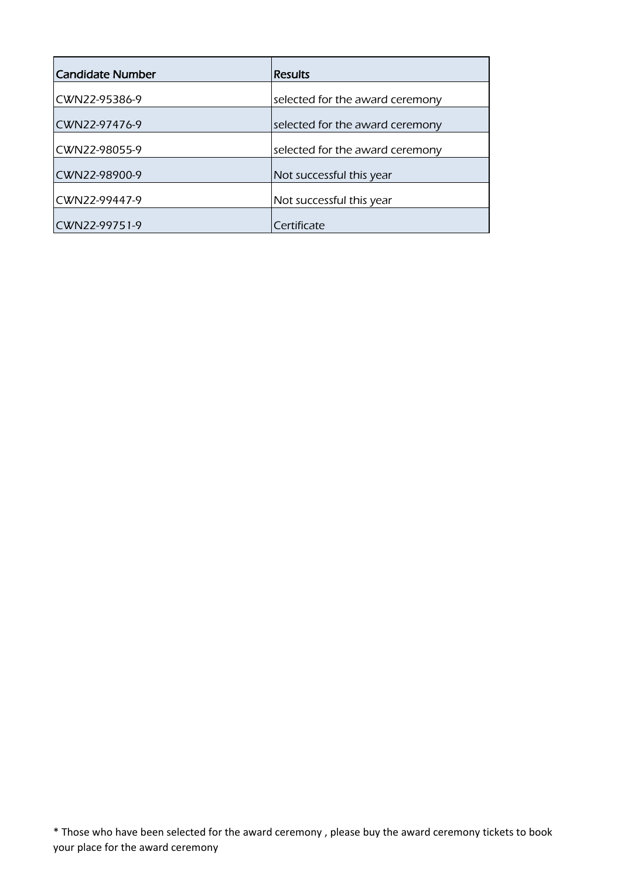| Candidate Number | Results |
| --- | --- |
| CWN22-95386-9 | selected for the award ceremony |
| CWN22-97476-9 | selected for the award ceremony |
| CWN22-98055-9 | selected for the award ceremony |
| CWN22-98900-9 | Not successful this year |
| CWN22-99447-9 | Not successful this year |
| CWN22-99751-9 | Certificate |

* Those who have been selected for the award ceremony , please buy the award ceremony tickets to book your place for the award ceremony